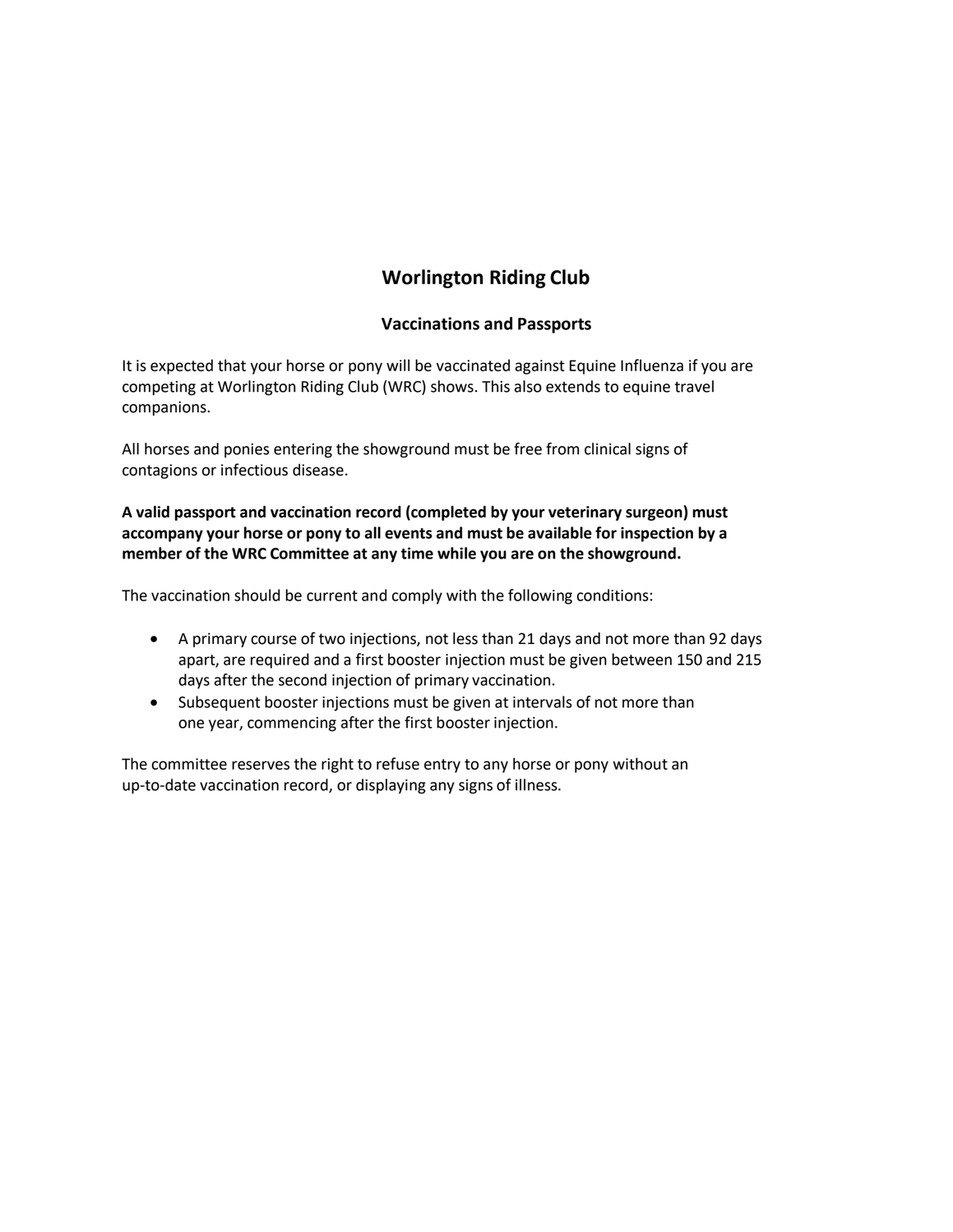# Worlington Riding Club

## Vaccinations and Passports

It is expected that your horse or pony will be vaccinated against Equine Influenza if you are competing at Worlington Riding Club (WRC) shows. This also extends to equine travel companions.

All horses and ponies entering the showground must be free from clinical signs of contagions or infectious disease.

**A valid passport and vaccination record (completed by your veterinary surgeon) must accompany your horse or pony to all events and must be available for inspection by a member of the WRC Committee at any time while you are on the showground.**

The vaccination should be current and comply with the following conditions:

- A primary course of two injections, not less than 21 days and not more than 92 days apart, are required and a first booster injection must be given between 150 and 215 days after the second injection of primary vaccination.
- Subsequent booster injections must be given at intervals of not more than one year, commencing after the first booster injection.

The committee reserves the right to refuse entry to any horse or pony without an up-to-date vaccination record, or displaying any signs of illness.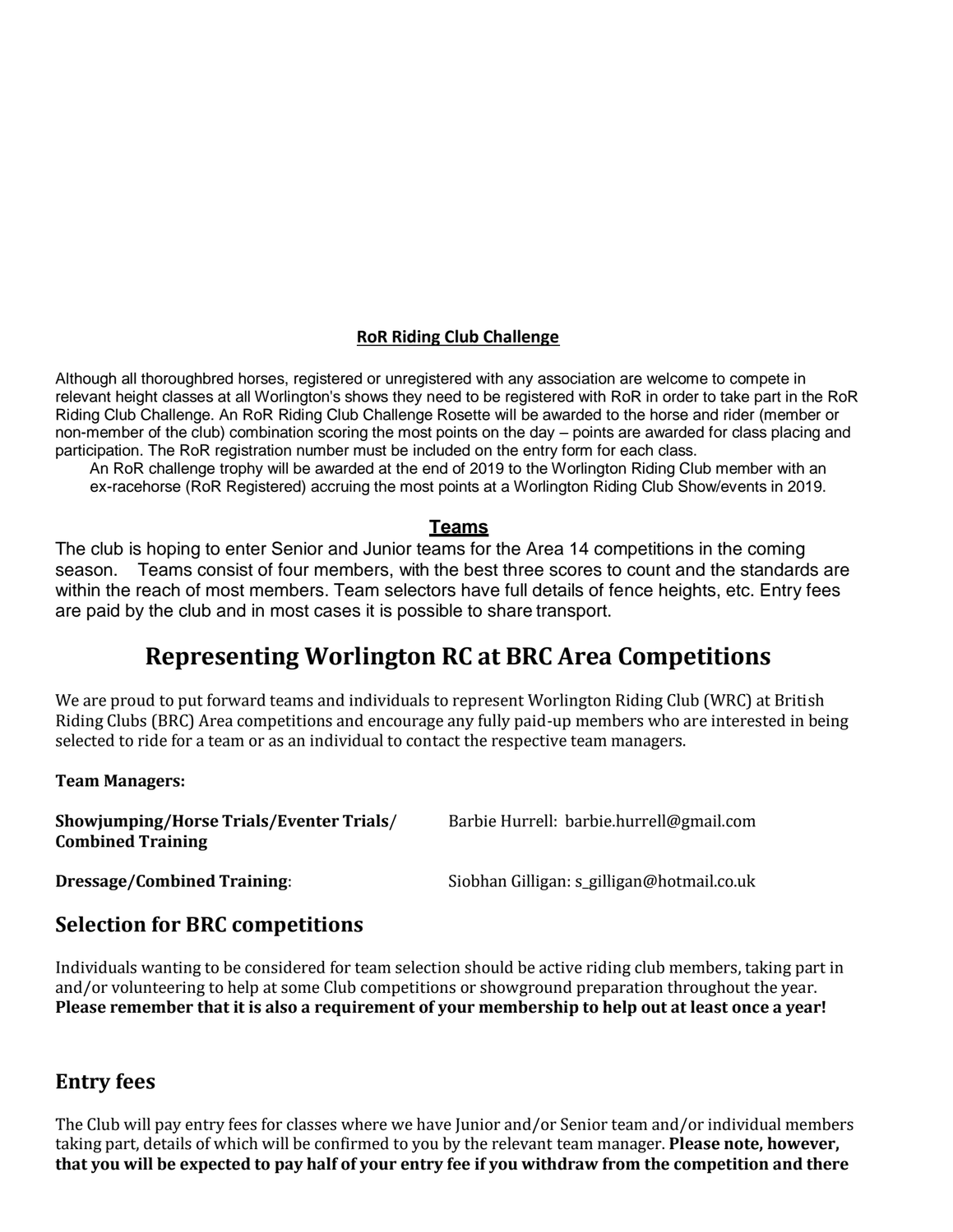### RoR Riding Club Challenge

Although all thoroughbred horses, registered or unregistered with any association are welcome to compete in relevant height classes at all Worlington's shows they need to be registered with RoR in order to take part in the RoR Riding Club Challenge. An RoR Riding Club Challenge Rosette will be awarded to the horse and rider (member or non-member of the club) combination scoring the most points on the day – points are awarded for class placing and participation. The RoR registration number must be included on the entry form for each class.

An RoR challenge trophy will be awarded at the end of 2019 to the Worlington Riding Club member with an ex-racehorse (RoR Registered) accruing the most points at a Worlington Riding Club Show/events in 2019.

### Teams

The club is hoping to enter Senior and Junior teams for the Area 14 competitions in the coming season. Teams consist of four members, with the best three scores to count and the standards are within the reach of most members. Team selectors have full details of fence heights, etc. Entry fees are paid by the club and in most cases it is possible to share transport.

# Representing Worlington RC at BRC Area Competitions

We are proud to put forward teams and individuals to represent Worlington Riding Club (WRC) at British Riding Clubs (BRC) Area competitions and encourage any fully paid-up members who are interested in being selected to ride for a team or as an individual to contact the respective team managers.

**Team Managers:**

| | |
|---|---|
| **Showjumping/Horse Trials/Eventer Trials/ Combined Training** | Barbie Hurrell: barbie.hurrell@gmail.com |
| **Dressage/Combined Training**: | Siobhan Gilligan: s_gilligan@hotmail.co.uk |

## Selection for BRC competitions

Individuals wanting to be considered for team selection should be active riding club members, taking part in and/or volunteering to help at some Club competitions or showground preparation throughout the year. **Please remember that it is also a requirement of your membership to help out at least once a year!**

## Entry fees

The Club will pay entry fees for classes where we have Junior and/or Senior team and/or individual members taking part, details of which will be confirmed to you by the relevant team manager. **Please note, however, that you will be expected to pay half of your entry fee if you withdraw from the competition and there**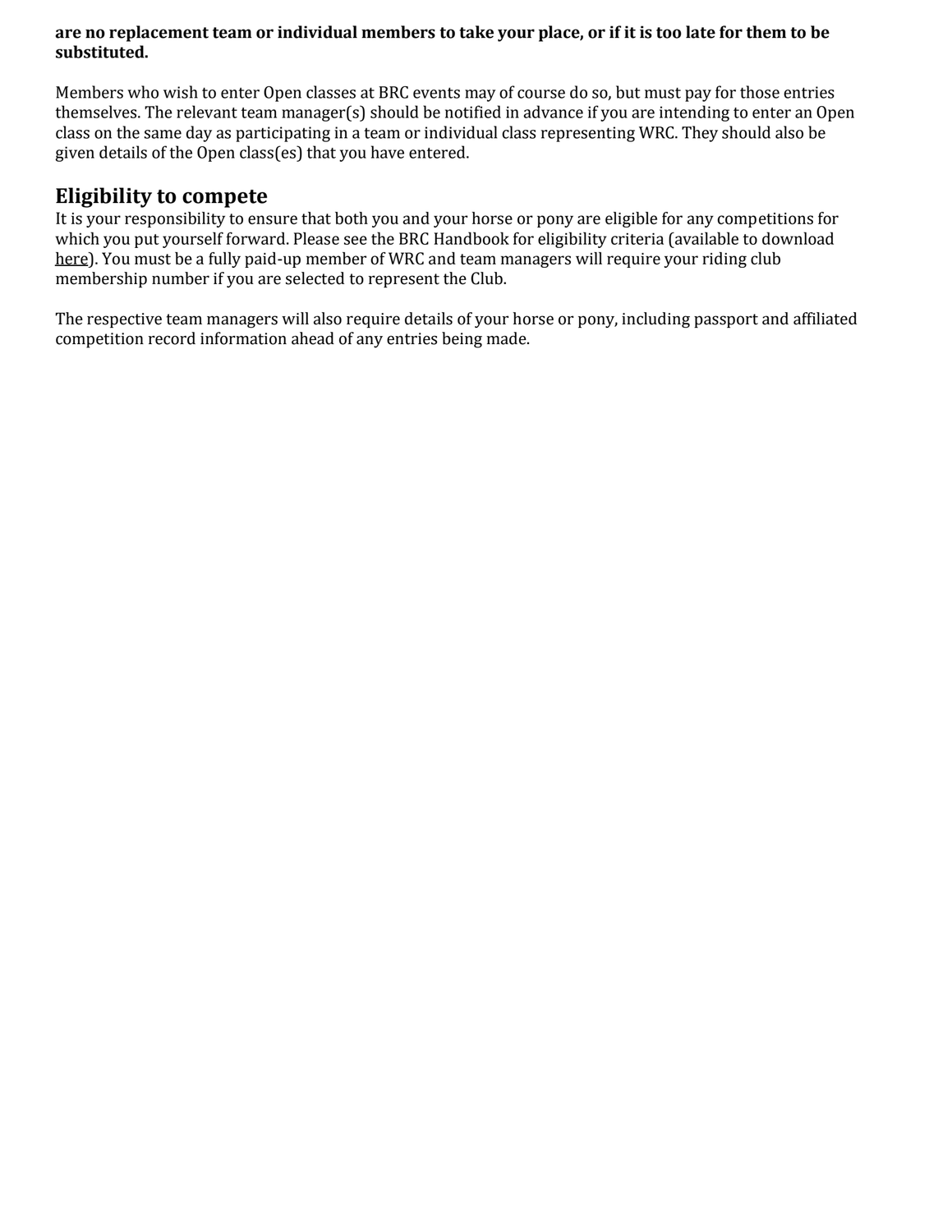**are no replacement team or individual members to take your place, or if it is too late for them to be substituted.**

Members who wish to enter Open classes at BRC events may of course do so, but must pay for those entries themselves. The relevant team manager(s) should be notified in advance if you are intending to enter an Open class on the same day as participating in a team or individual class representing WRC. They should also be given details of the Open class(es) that you have entered.

## Eligibility to compete

It is your responsibility to ensure that both you and your horse or pony are eligible for any competitions for which you put yourself forward. Please see the BRC Handbook for eligibility criteria (available to download here). You must be a fully paid-up member of WRC and team managers will require your riding club membership number if you are selected to represent the Club.

The respective team managers will also require details of your horse or pony, including passport and affiliated competition record information ahead of any entries being made.